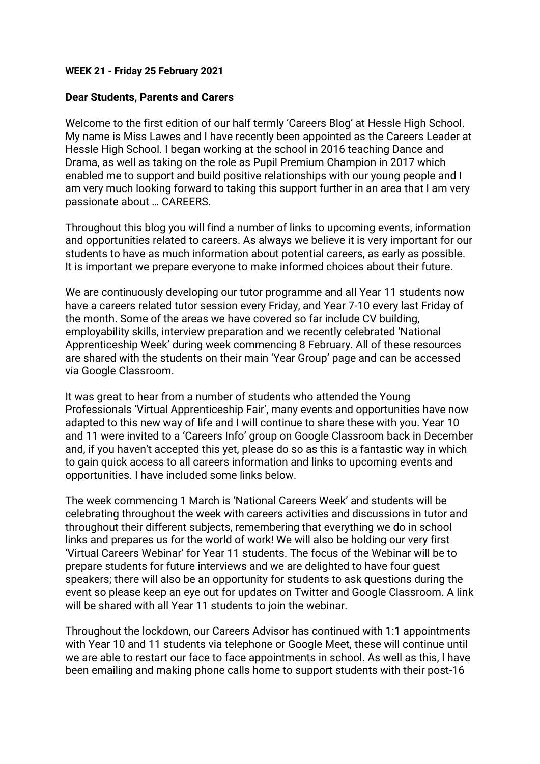**WEEK 21 - Friday 25 February 2021**

**Dear Students, Parents and Carers**

Welcome to the first edition of our half termly 'Careers Blog' at Hessle High School. My name is Miss Lawes and I have recently been appointed as the Careers Leader at Hessle High School. I began working at the school in 2016 teaching Dance and Drama, as well as taking on the role as Pupil Premium Champion in 2017 which enabled me to support and build positive relationships with our young people and I am very much looking forward to taking this support further in an area that I am very passionate about … CAREERS.

Throughout this blog you will find a number of links to upcoming events, information and opportunities related to careers. As always we believe it is very important for our students to have as much information about potential careers, as early as possible. It is important we prepare everyone to make informed choices about their future.

We are continuously developing our tutor programme and all Year 11 students now have a careers related tutor session every Friday, and Year 7-10 every last Friday of the month. Some of the areas we have covered so far include CV building, employability skills, interview preparation and we recently celebrated 'National Apprenticeship Week' during week commencing 8 February. All of these resources are shared with the students on their main 'Year Group' page and can be accessed via Google Classroom.

It was great to hear from a number of students who attended the Young Professionals 'Virtual Apprenticeship Fair', many events and opportunities have now adapted to this new way of life and I will continue to share these with you. Year 10 and 11 were invited to a 'Careers Info' group on Google Classroom back in December and, if you haven't accepted this yet, please do so as this is a fantastic way in which to gain quick access to all careers information and links to upcoming events and opportunities. I have included some links below.

The week commencing 1 March is 'National Careers Week' and students will be celebrating throughout the week with careers activities and discussions in tutor and throughout their different subjects, remembering that everything we do in school links and prepares us for the world of work! We will also be holding our very first 'Virtual Careers Webinar' for Year 11 students. The focus of the Webinar will be to prepare students for future interviews and we are delighted to have four guest speakers; there will also be an opportunity for students to ask questions during the event so please keep an eye out for updates on Twitter and Google Classroom. A link will be shared with all Year 11 students to join the webinar.

Throughout the lockdown, our Careers Advisor has continued with 1:1 appointments with Year 10 and 11 students via telephone or Google Meet, these will continue until we are able to restart our face to face appointments in school. As well as this, I have been emailing and making phone calls home to support students with their post-16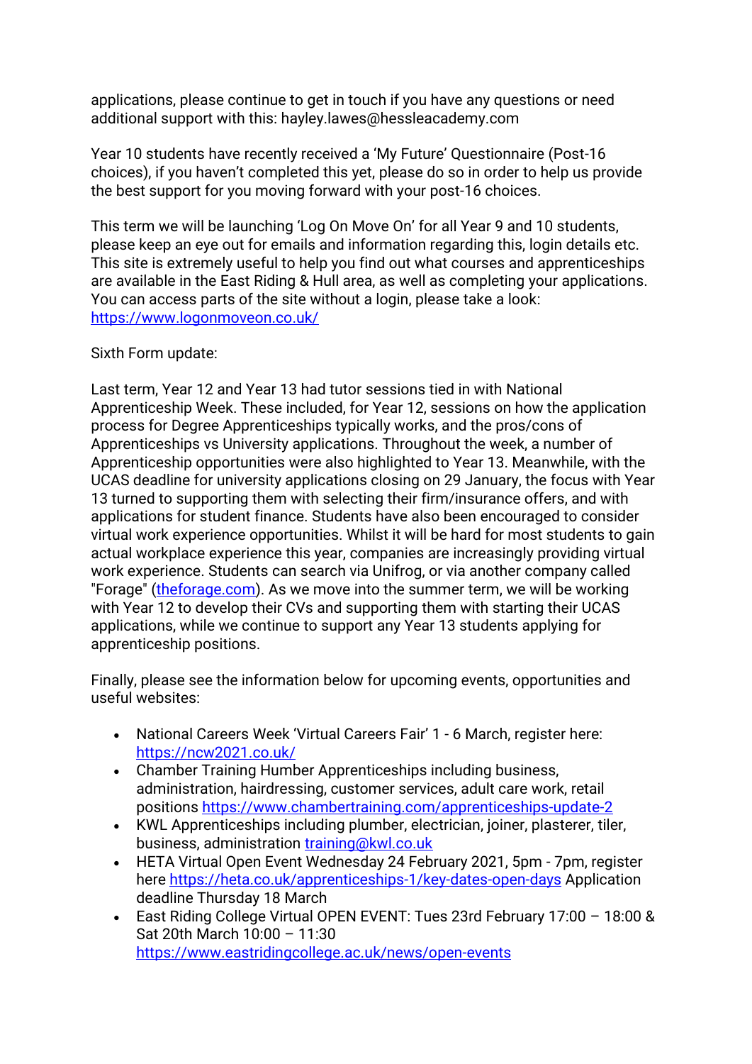applications, please continue to get in touch if you have any questions or need additional support with this: hayley.lawes@hessleacademy.com

Year 10 students have recently received a 'My Future' Questionnaire (Post-16 choices), if you haven't completed this yet, please do so in order to help us provide the best support for you moving forward with your post-16 choices.

This term we will be launching 'Log On Move On' for all Year 9 and 10 students, please keep an eye out for emails and information regarding this, login details etc. This site is extremely useful to help you find out what courses and apprenticeships are available in the East Riding & Hull area, as well as completing your applications. You can access parts of the site without a login, please take a look: [https://www.logonmoveon.co.uk/](https://www.logonmoveon.co.uk/)

Sixth Form update:

Last term, Year 12 and Year 13 had tutor sessions tied in with National Apprenticeship Week. These included, for Year 12, sessions on how the application process for Degree Apprenticeships typically works, and the pros/cons of Apprenticeships vs University applications. Throughout the week, a number of Apprenticeship opportunities were also highlighted to Year 13. Meanwhile, with the UCAS deadline for university applications closing on 29 January, the focus with Year 13 turned to supporting them with selecting their firm/insurance offers, and with applications for student finance. Students have also been encouraged to consider virtual work experience opportunities. Whilst it will be hard for most students to gain actual workplace experience this year, companies are increasingly providing virtual work experience. Students can search via Unifrog, or via another company called "Forage" ([theforage.com](theforage.com)). As we move into the summer term, we will be working with Year 12 to develop their CVs and supporting them with starting their UCAS applications, while we continue to support any Year 13 students applying for apprenticeship positions.

Finally, please see the information below for upcoming events, opportunities and useful websites:

- National Careers Week 'Virtual Careers Fair' 1 - 6 March, register here: [https://ncw2021.co.uk/](https://ncw2021.co.uk/)
- Chamber Training Humber Apprenticeships including business, administration, hairdressing, customer services, adult care work, retail positions [https://www.chambertraining.com/apprenticeships-update-2](https://www.chambertraining.com/apprenticeships-update-2)
- KWL Apprenticeships including plumber, electrician, joiner, plasterer, tiler, business, administration [training@kwl.co.uk](mailto:training@kwl.co.uk)
- HETA Virtual Open Event Wednesday 24 February 2021, 5pm - 7pm, register here [https://heta.co.uk/apprenticeships-1/key-dates-open-days](https://heta.co.uk/apprenticeships-1/key-dates-open-days) Application deadline Thursday 18 March
- East Riding College Virtual OPEN EVENT: Tues 23rd February 17:00 – 18:00 & Sat 20th March 10:00 – 11:30 [https://www.eastridingcollege.ac.uk/news/open-events](https://www.eastridingcollege.ac.uk/news/open-events)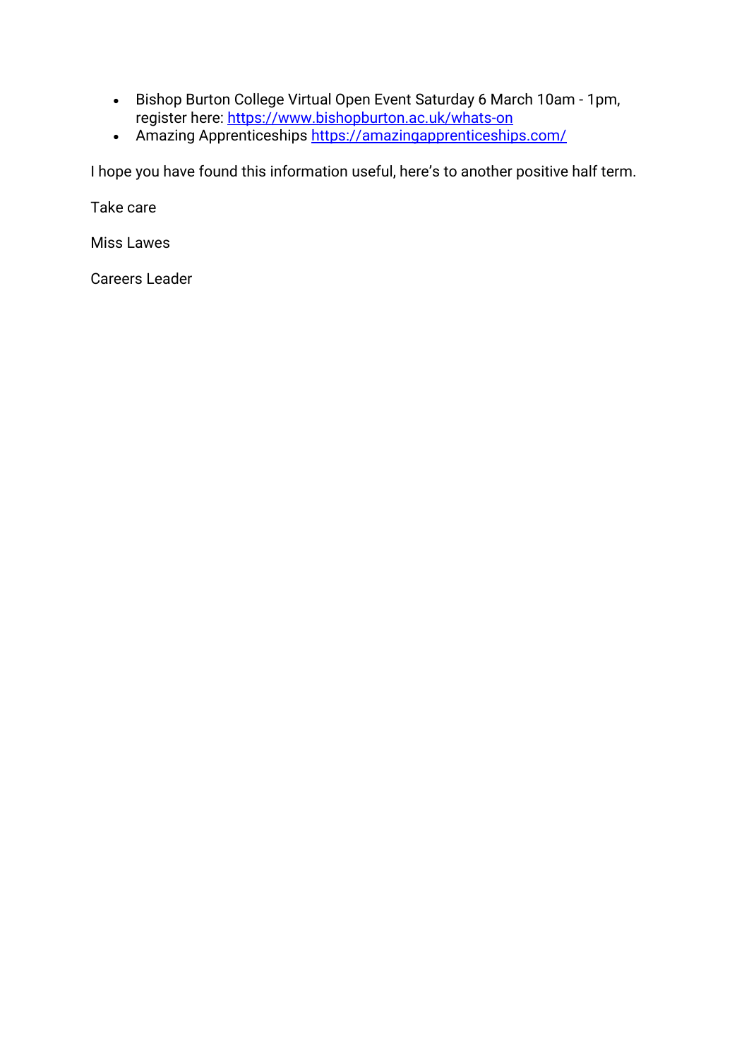- Bishop Burton College Virtual Open Event Saturday 6 March 10am - 1pm, register here: https://www.bishopburton.ac.uk/whats-on
- Amazing Apprenticeships https://amazingapprenticeships.com/

I hope you have found this information useful, here's to another positive half term.

Take care

Miss Lawes

Careers Leader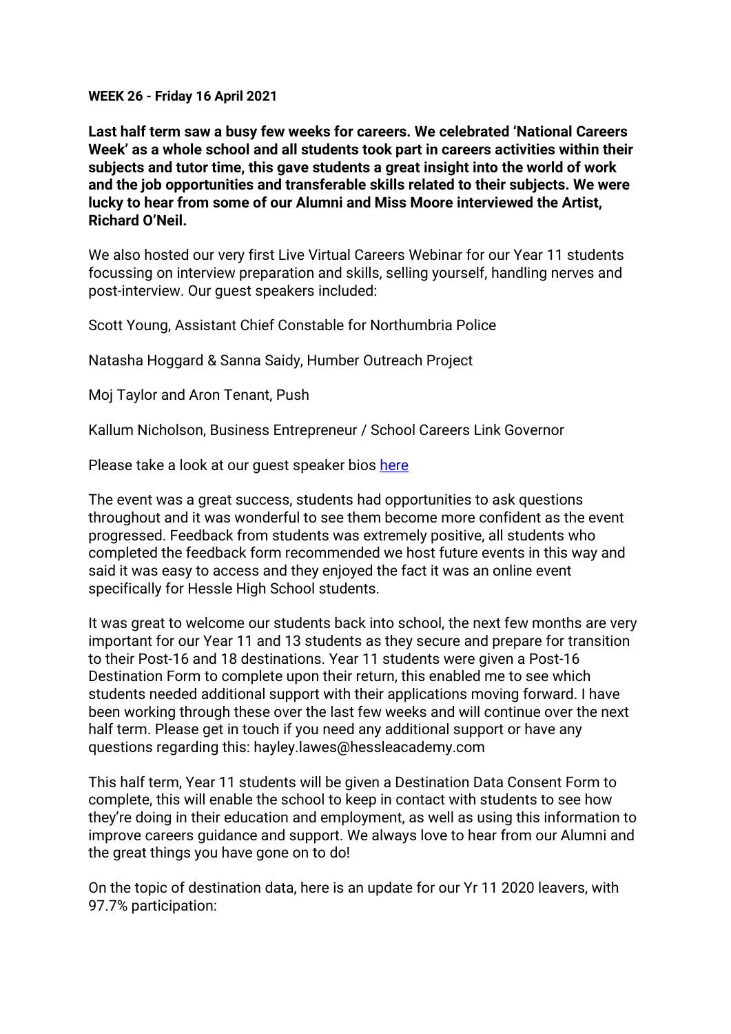**WEEK 26 - Friday 16 April 2021**

**Last half term saw a busy few weeks for careers. We celebrated 'National Careers Week' as a whole school and all students took part in careers activities within their subjects and tutor time, this gave students a great insight into the world of work and the job opportunities and transferable skills related to their subjects. We were lucky to hear from some of our Alumni and Miss Moore interviewed the Artist, Richard O'Neil.**

We also hosted our very first Live Virtual Careers Webinar for our Year 11 students focussing on interview preparation and skills, selling yourself, handling nerves and post-interview. Our guest speakers included:

Scott Young, Assistant Chief Constable for Northumbria Police

Natasha Hoggard & Sanna Saidy, Humber Outreach Project

Moj Taylor and Aron Tenant, Push

Kallum Nicholson, Business Entrepreneur / School Careers Link Governor

Please take a look at our guest speaker bios here

The event was a great success, students had opportunities to ask questions throughout and it was wonderful to see them become more confident as the event progressed. Feedback from students was extremely positive, all students who completed the feedback form recommended we host future events in this way and said it was easy to access and they enjoyed the fact it was an online event specifically for Hessle High School students.

It was great to welcome our students back into school, the next few months are very important for our Year 11 and 13 students as they secure and prepare for transition to their Post-16 and 18 destinations. Year 11 students were given a Post-16 Destination Form to complete upon their return, this enabled me to see which students needed additional support with their applications moving forward. I have been working through these over the last few weeks and will continue over the next half term. Please get in touch if you need any additional support or have any questions regarding this: hayley.lawes@hessleacademy.com

This half term, Year 11 students will be given a Destination Data Consent Form to complete, this will enable the school to keep in contact with students to see how they're doing in their education and employment, as well as using this information to improve careers guidance and support. We always love to hear from our Alumni and the great things you have gone on to do!

On the topic of destination data, here is an update for our Yr 11 2020 leavers, with 97.7% participation: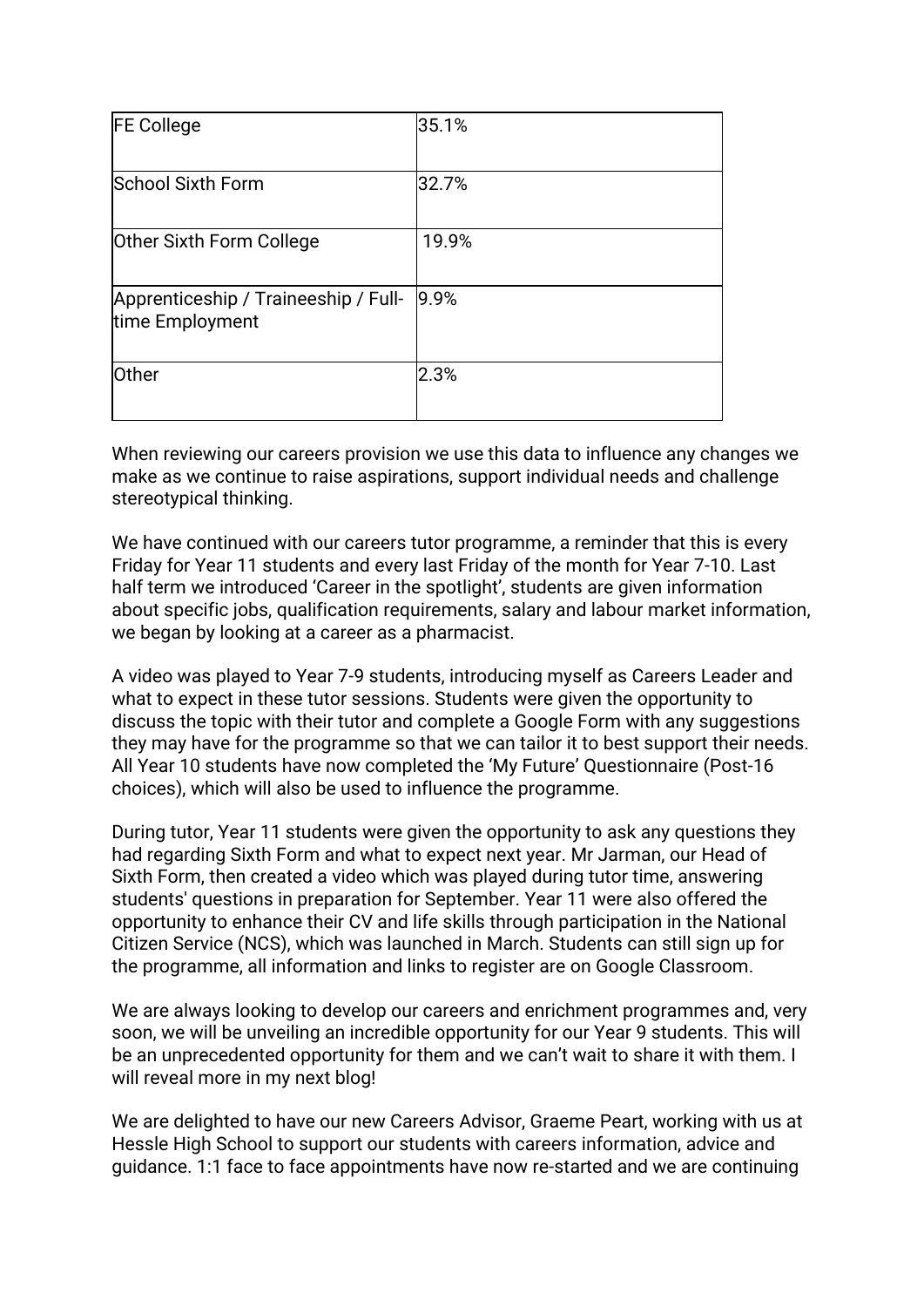| FE College | 35.1% |
|---|---|
| School Sixth Form | 32.7% |
| Other Sixth Form College | 19.9% |
| Apprenticeship / Traineeship / Full-time Employment | 9.9% |
| Other | 2.3% |

When reviewing our careers provision we use this data to influence any changes we make as we continue to raise aspirations, support individual needs and challenge stereotypical thinking.

We have continued with our careers tutor programme, a reminder that this is every Friday for Year 11 students and every last Friday of the month for Year 7-10. Last half term we introduced 'Career in the spotlight', students are given information about specific jobs, qualification requirements, salary and labour market information, we began by looking at a career as a pharmacist.

A video was played to Year 7-9 students, introducing myself as Careers Leader and what to expect in these tutor sessions. Students were given the opportunity to discuss the topic with their tutor and complete a Google Form with any suggestions they may have for the programme so that we can tailor it to best support their needs. All Year 10 students have now completed the 'My Future' Questionnaire (Post-16 choices), which will also be used to influence the programme.

During tutor, Year 11 students were given the opportunity to ask any questions they had regarding Sixth Form and what to expect next year. Mr Jarman, our Head of Sixth Form, then created a video which was played during tutor time, answering students' questions in preparation for September. Year 11 were also offered the opportunity to enhance their CV and life skills through participation in the National Citizen Service (NCS), which was launched in March. Students can still sign up for the programme, all information and links to register are on Google Classroom.

We are always looking to develop our careers and enrichment programmes and, very soon, we will be unveiling an incredible opportunity for our Year 9 students. This will be an unprecedented opportunity for them and we can't wait to share it with them. I will reveal more in my next blog!

We are delighted to have our new Careers Advisor, Graeme Peart, working with us at Hessle High School to support our students with careers information, advice and guidance. 1:1 face to face appointments have now re-started and we are continuing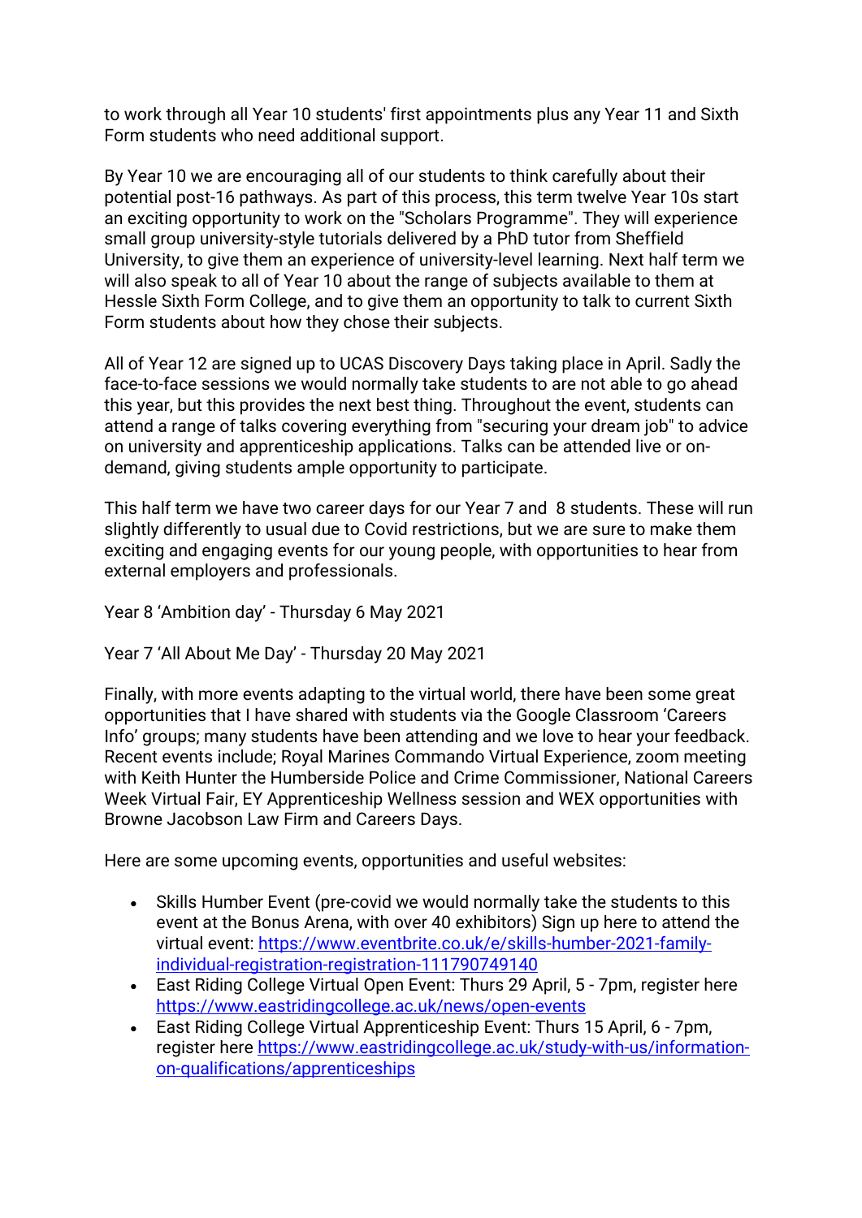to work through all Year 10 students' first appointments plus any Year 11 and Sixth Form students who need additional support.

By Year 10 we are encouraging all of our students to think carefully about their potential post-16 pathways. As part of this process, this term twelve Year 10s start an exciting opportunity to work on the "Scholars Programme". They will experience small group university-style tutorials delivered by a PhD tutor from Sheffield University, to give them an experience of university-level learning. Next half term we will also speak to all of Year 10 about the range of subjects available to them at Hessle Sixth Form College, and to give them an opportunity to talk to current Sixth Form students about how they chose their subjects.

All of Year 12 are signed up to UCAS Discovery Days taking place in April. Sadly the face-to-face sessions we would normally take students to are not able to go ahead this year, but this provides the next best thing. Throughout the event, students can attend a range of talks covering everything from "securing your dream job" to advice on university and apprenticeship applications. Talks can be attended live or on-demand, giving students ample opportunity to participate.

This half term we have two career days for our Year 7 and 8 students. These will run slightly differently to usual due to Covid restrictions, but we are sure to make them exciting and engaging events for our young people, with opportunities to hear from external employers and professionals.

Year 8 'Ambition day' - Thursday 6 May 2021

Year 7 'All About Me Day' - Thursday 20 May 2021

Finally, with more events adapting to the virtual world, there have been some great opportunities that I have shared with students via the Google Classroom 'Careers Info' groups; many students have been attending and we love to hear your feedback. Recent events include; Royal Marines Commando Virtual Experience, zoom meeting with Keith Hunter the Humberside Police and Crime Commissioner, National Careers Week Virtual Fair, EY Apprenticeship Wellness session and WEX opportunities with Browne Jacobson Law Firm and Careers Days.

Here are some upcoming events, opportunities and useful websites:

- Skills Humber Event (pre-covid we would normally take the students to this event at the Bonus Arena, with over 40 exhibitors) Sign up here to attend the virtual event: https://www.eventbrite.co.uk/e/skills-humber-2021-family-individual-registration-registration-111790749140
- East Riding College Virtual Open Event: Thurs 29 April, 5 - 7pm, register here https://www.eastridingcollege.ac.uk/news/open-events
- East Riding College Virtual Apprenticeship Event: Thurs 15 April, 6 - 7pm, register here https://www.eastridingcollege.ac.uk/study-with-us/information-on-qualifications/apprenticeships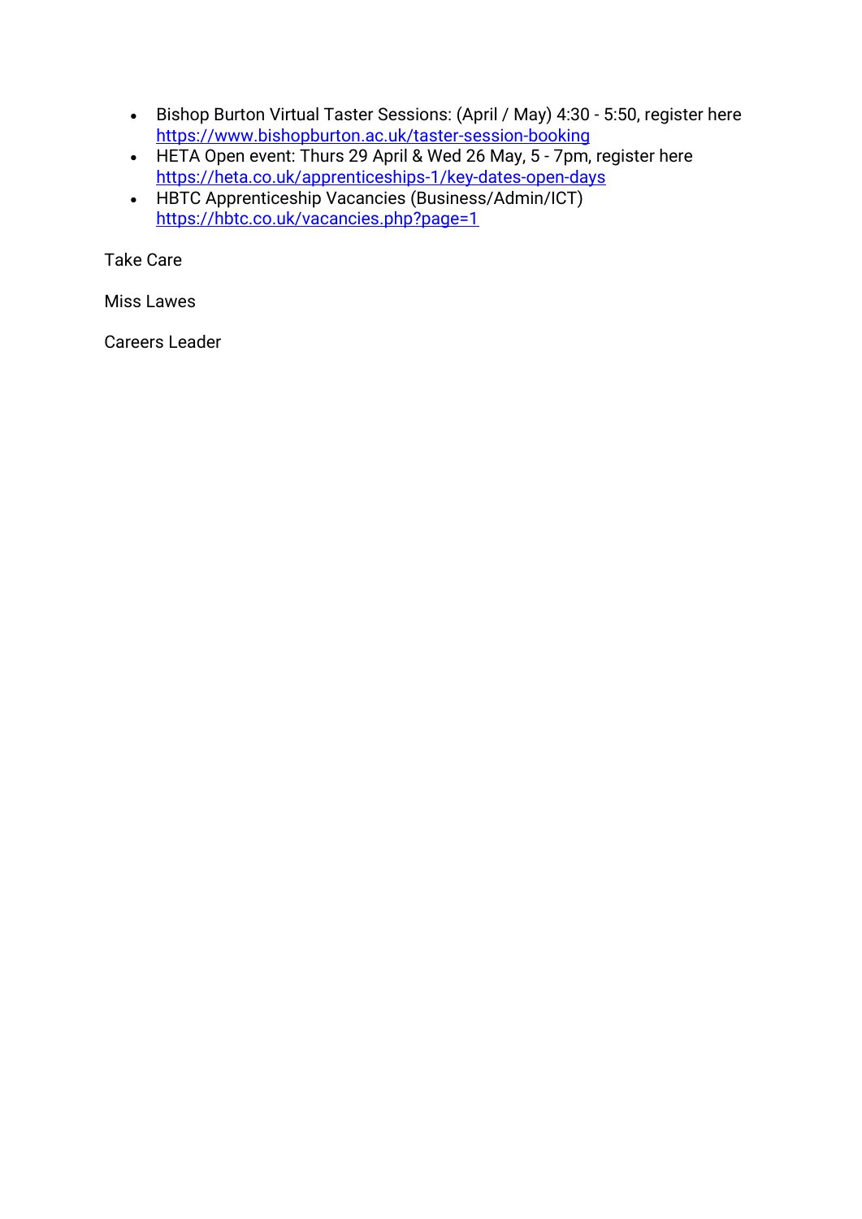- Bishop Burton Virtual Taster Sessions: (April / May) 4:30 - 5:50, register here https://www.bishopburton.ac.uk/taster-session-booking
- HETA Open event: Thurs 29 April & Wed 26 May, 5 - 7pm, register here https://heta.co.uk/apprenticeships-1/key-dates-open-days
- HBTC Apprenticeship Vacancies (Business/Admin/ICT) https://hbtc.co.uk/vacancies.php?page=1

Take Care

Miss Lawes

Careers Leader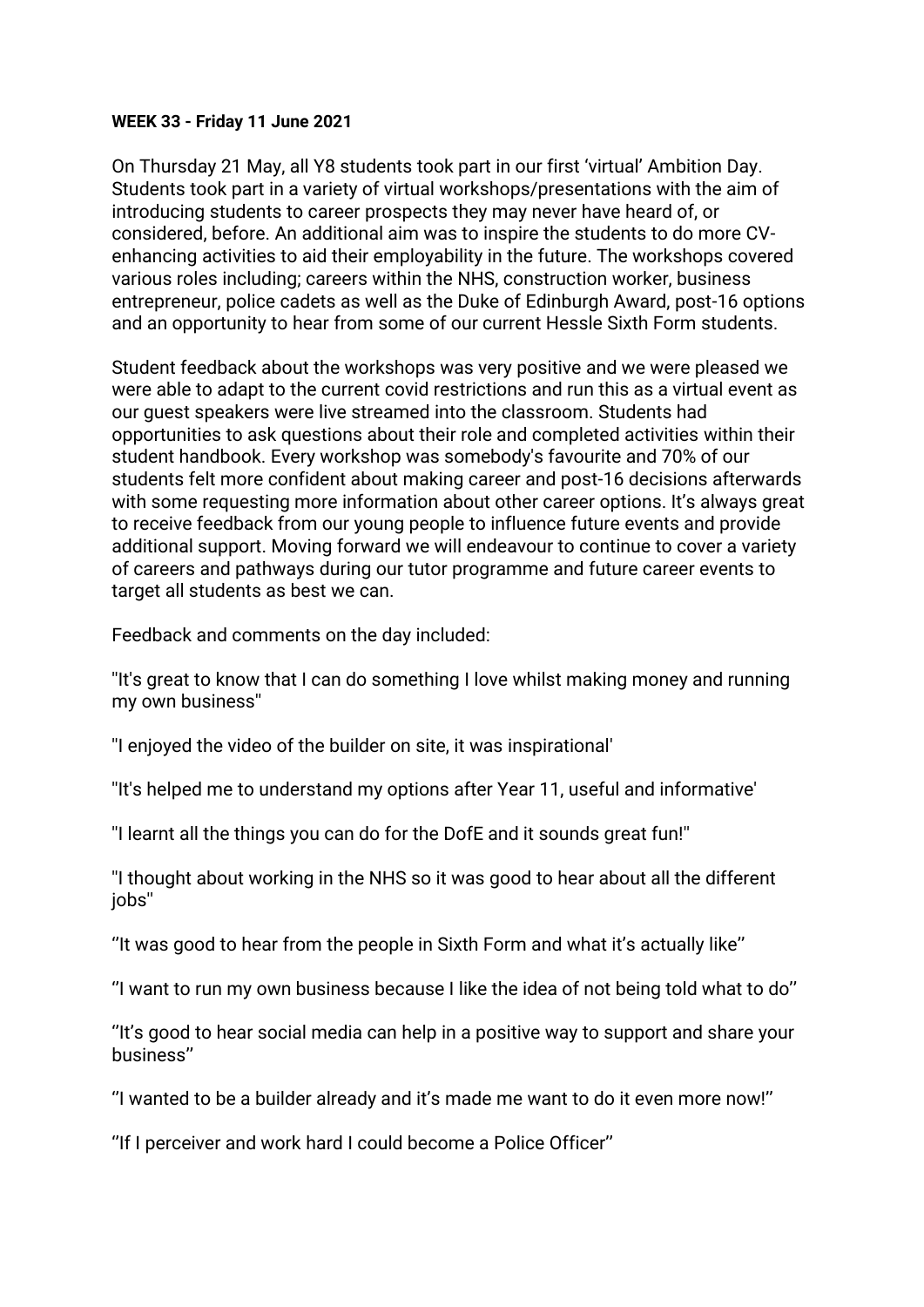**WEEK 33 - Friday 11 June 2021**

On Thursday 21 May, all Y8 students took part in our first 'virtual' Ambition Day. Students took part in a variety of virtual workshops/presentations with the aim of introducing students to career prospects they may never have heard of, or considered, before. An additional aim was to inspire the students to do more CV-enhancing activities to aid their employability in the future. The workshops covered various roles including; careers within the NHS, construction worker, business entrepreneur, police cadets as well as the Duke of Edinburgh Award, post-16 options and an opportunity to hear from some of our current Hessle Sixth Form students.

Student feedback about the workshops was very positive and we were pleased we were able to adapt to the current covid restrictions and run this as a virtual event as our guest speakers were live streamed into the classroom. Students had opportunities to ask questions about their role and completed activities within their student handbook. Every workshop was somebody's favourite and 70% of our students felt more confident about making career and post-16 decisions afterwards with some requesting more information about other career options. It's always great to receive feedback from our young people to influence future events and provide additional support. Moving forward we will endeavour to continue to cover a variety of careers and pathways during our tutor programme and future career events to target all students as best we can.

Feedback and comments on the day included:

"It's great to know that I can do something I love whilst making money and running my own business"

"I enjoyed the video of the builder on site, it was inspirational'

"It's helped me to understand my options after Year 11, useful and informative'

"I learnt all the things you can do for the DofE and it sounds great fun!"

"I thought about working in the NHS so it was good to hear about all the different jobs"

''It was good to hear from the people in Sixth Form and what it's actually like''

''I want to run my own business because I like the idea of not being told what to do''

''It's good to hear social media can help in a positive way to support and share your business''

''I wanted to be a builder already and it's made me want to do it even more now!''

''If I perceiver and work hard I could become a Police Officer''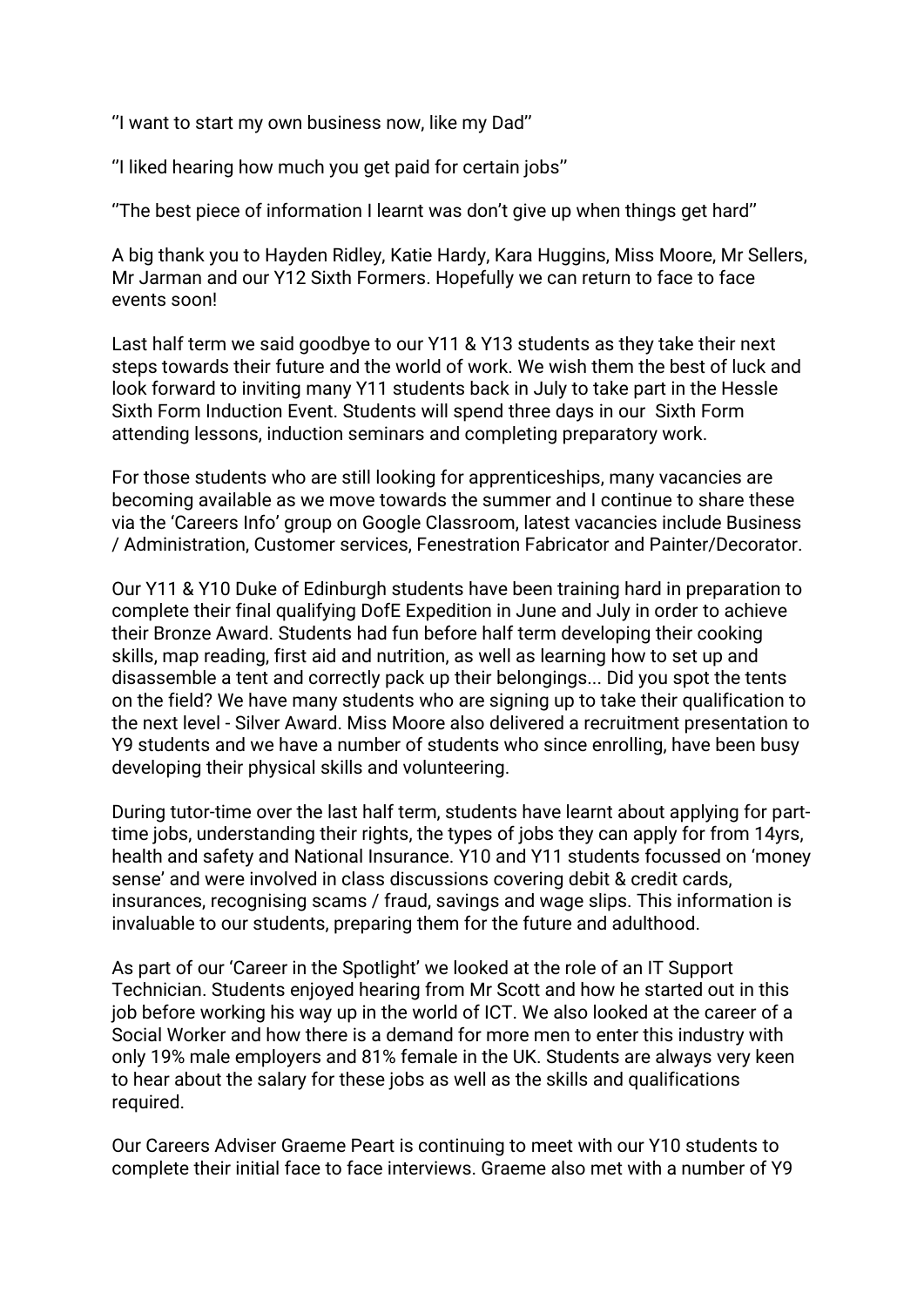''I want to start my own business now, like my Dad''

''I liked hearing how much you get paid for certain jobs''

''The best piece of information I learnt was don't give up when things get hard''

A big thank you to Hayden Ridley, Katie Hardy, Kara Huggins, Miss Moore, Mr Sellers, Mr Jarman and our Y12 Sixth Formers. Hopefully we can return to face to face events soon!

Last half term we said goodbye to our Y11 & Y13 students as they take their next steps towards their future and the world of work. We wish them the best of luck and look forward to inviting many Y11 students back in July to take part in the Hessle Sixth Form Induction Event. Students will spend three days in our Sixth Form attending lessons, induction seminars and completing preparatory work.

For those students who are still looking for apprenticeships, many vacancies are becoming available as we move towards the summer and I continue to share these via the 'Careers Info' group on Google Classroom, latest vacancies include Business / Administration, Customer services, Fenestration Fabricator and Painter/Decorator.

Our Y11 & Y10 Duke of Edinburgh students have been training hard in preparation to complete their final qualifying DofE Expedition in June and July in order to achieve their Bronze Award. Students had fun before half term developing their cooking skills, map reading, first aid and nutrition, as well as learning how to set up and disassemble a tent and correctly pack up their belongings... Did you spot the tents on the field? We have many students who are signing up to take their qualification to the next level - Silver Award. Miss Moore also delivered a recruitment presentation to Y9 students and we have a number of students who since enrolling, have been busy developing their physical skills and volunteering.

During tutor-time over the last half term, students have learnt about applying for part-time jobs, understanding their rights, the types of jobs they can apply for from 14yrs, health and safety and National Insurance. Y10 and Y11 students focussed on 'money sense' and were involved in class discussions covering debit & credit cards, insurances, recognising scams / fraud, savings and wage slips. This information is invaluable to our students, preparing them for the future and adulthood.

As part of our 'Career in the Spotlight' we looked at the role of an IT Support Technician. Students enjoyed hearing from Mr Scott and how he started out in this job before working his way up in the world of ICT. We also looked at the career of a Social Worker and how there is a demand for more men to enter this industry with only 19% male employers and 81% female in the UK. Students are always very keen to hear about the salary for these jobs as well as the skills and qualifications required.

Our Careers Adviser Graeme Peart is continuing to meet with our Y10 students to complete their initial face to face interviews. Graeme also met with a number of Y9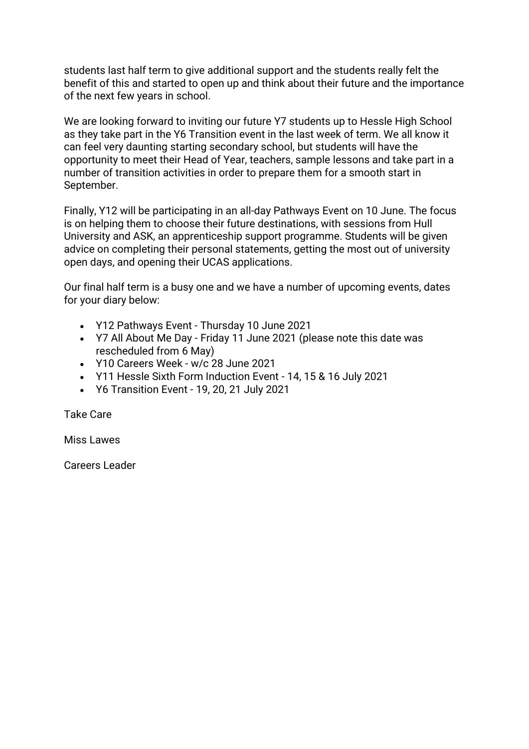students last half term to give additional support and the students really felt the benefit of this and started to open up and think about their future and the importance of the next few years in school.

We are looking forward to inviting our future Y7 students up to Hessle High School as they take part in the Y6 Transition event in the last week of term. We all know it can feel very daunting starting secondary school, but students will have the opportunity to meet their Head of Year, teachers, sample lessons and take part in a number of transition activities in order to prepare them for a smooth start in September.

Finally, Y12 will be participating in an all-day Pathways Event on 10 June. The focus is on helping them to choose their future destinations, with sessions from Hull University and ASK, an apprenticeship support programme. Students will be given advice on completing their personal statements, getting the most out of university open days, and opening their UCAS applications.

Our final half term is a busy one and we have a number of upcoming events, dates for your diary below:

- Y12 Pathways Event - Thursday 10 June 2021
- Y7 All About Me Day - Friday 11 June 2021 (please note this date was rescheduled from 6 May)
- Y10 Careers Week - w/c 28 June 2021
- Y11 Hessle Sixth Form Induction Event - 14, 15 & 16 July 2021
- Y6 Transition Event - 19, 20, 21 July 2021

Take Care

Miss Lawes

Careers Leader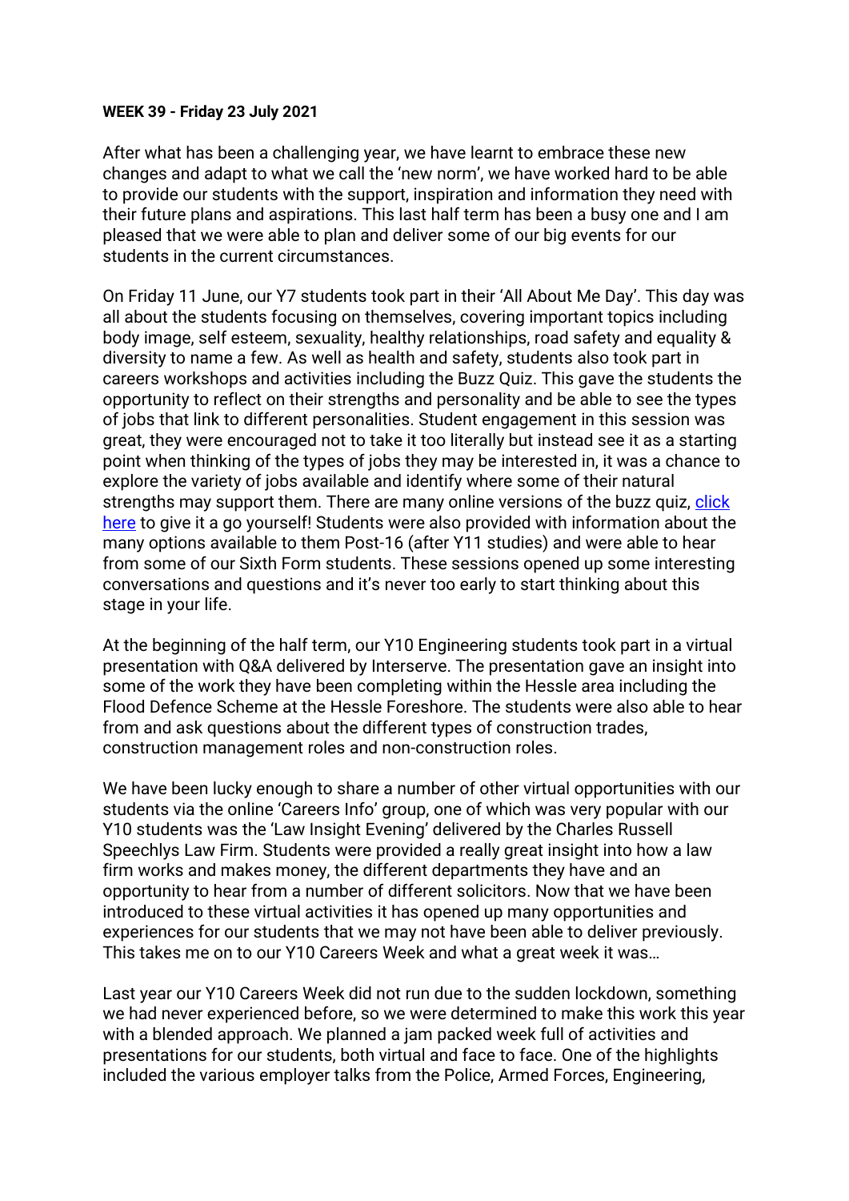**WEEK 39 - Friday 23 July 2021**

After what has been a challenging year, we have learnt to embrace these new changes and adapt to what we call the 'new norm', we have worked hard to be able to provide our students with the support, inspiration and information they need with their future plans and aspirations. This last half term has been a busy one and I am pleased that we were able to plan and deliver some of our big events for our students in the current circumstances.

On Friday 11 June, our Y7 students took part in their 'All About Me Day'. This day was all about the students focusing on themselves, covering important topics including body image, self esteem, sexuality, healthy relationships, road safety and equality & diversity to name a few. As well as health and safety, students also took part in careers workshops and activities including the Buzz Quiz. This gave the students the opportunity to reflect on their strengths and personality and be able to see the types of jobs that link to different personalities. Student engagement in this session was great, they were encouraged not to take it too literally but instead see it as a starting point when thinking of the types of jobs they may be interested in, it was a chance to explore the variety of jobs available and identify where some of their natural strengths may support them. There are many online versions of the buzz quiz, click here to give it a go yourself! Students were also provided with information about the many options available to them Post-16 (after Y11 studies) and were able to hear from some of our Sixth Form students. These sessions opened up some interesting conversations and questions and it's never too early to start thinking about this stage in your life.

At the beginning of the half term, our Y10 Engineering students took part in a virtual presentation with Q&A delivered by Interserve. The presentation gave an insight into some of the work they have been completing within the Hessle area including the Flood Defence Scheme at the Hessle Foreshore. The students were also able to hear from and ask questions about the different types of construction trades, construction management roles and non-construction roles.

We have been lucky enough to share a number of other virtual opportunities with our students via the online 'Careers Info' group, one of which was very popular with our Y10 students was the 'Law Insight Evening' delivered by the Charles Russell Speechlys Law Firm. Students were provided a really great insight into how a law firm works and makes money, the different departments they have and an opportunity to hear from a number of different solicitors. Now that we have been introduced to these virtual activities it has opened up many opportunities and experiences for our students that we may not have been able to deliver previously. This takes me on to our Y10 Careers Week and what a great week it was…

Last year our Y10 Careers Week did not run due to the sudden lockdown, something we had never experienced before, so we were determined to make this work this year with a blended approach. We planned a jam packed week full of activities and presentations for our students, both virtual and face to face. One of the highlights included the various employer talks from the Police, Armed Forces, Engineering,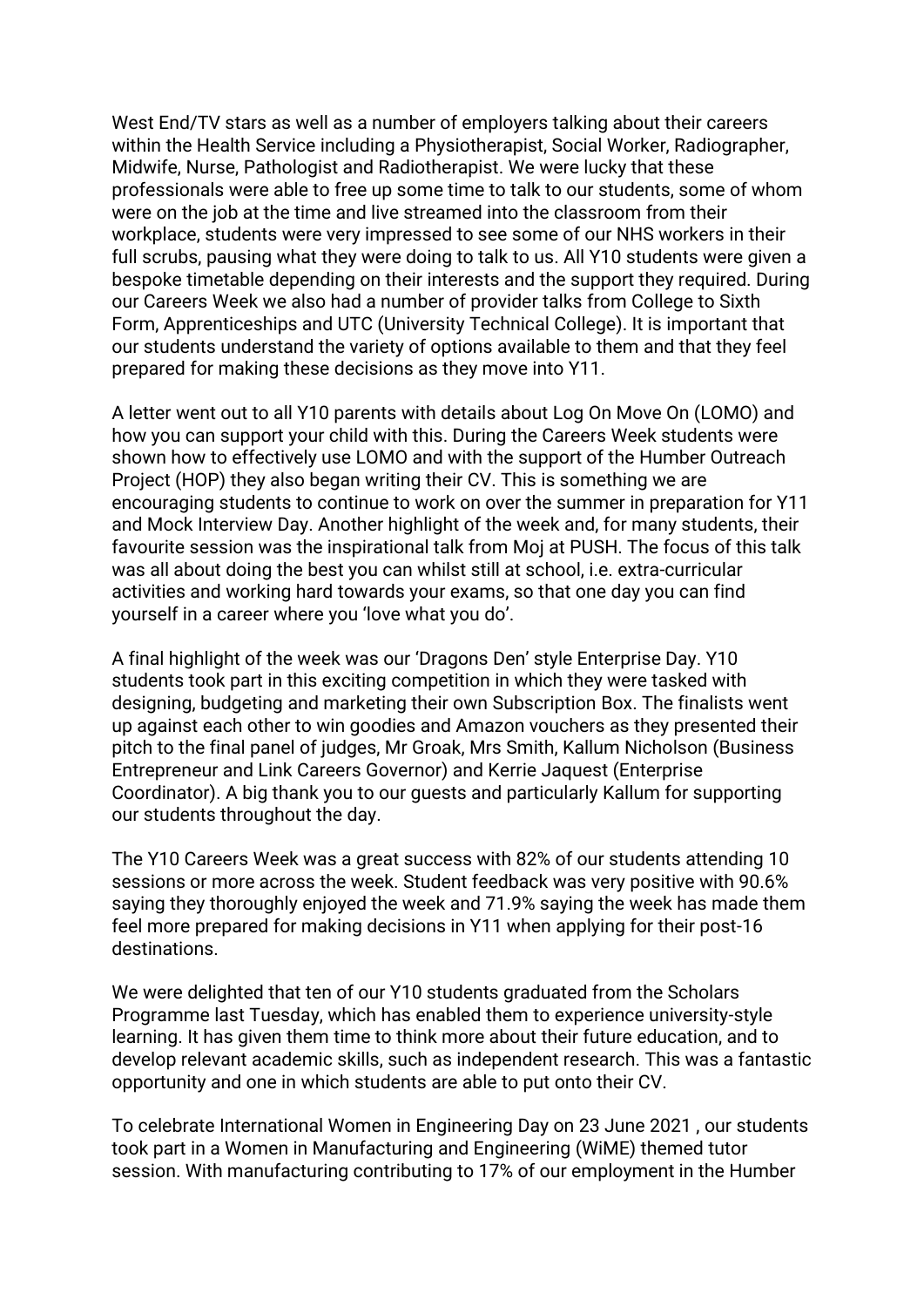West End/TV stars as well as a number of employers talking about their careers within the Health Service including a Physiotherapist, Social Worker, Radiographer, Midwife, Nurse, Pathologist and Radiotherapist. We were lucky that these professionals were able to free up some time to talk to our students, some of whom were on the job at the time and live streamed into the classroom from their workplace, students were very impressed to see some of our NHS workers in their full scrubs, pausing what they were doing to talk to us. All Y10 students were given a bespoke timetable depending on their interests and the support they required. During our Careers Week we also had a number of provider talks from College to Sixth Form, Apprenticeships and UTC (University Technical College). It is important that our students understand the variety of options available to them and that they feel prepared for making these decisions as they move into Y11.

A letter went out to all Y10 parents with details about Log On Move On (LOMO) and how you can support your child with this. During the Careers Week students were shown how to effectively use LOMO and with the support of the Humber Outreach Project (HOP) they also began writing their CV. This is something we are encouraging students to continue to work on over the summer in preparation for Y11 and Mock Interview Day. Another highlight of the week and, for many students, their favourite session was the inspirational talk from Moj at PUSH. The focus of this talk was all about doing the best you can whilst still at school, i.e. extra-curricular activities and working hard towards your exams, so that one day you can find yourself in a career where you 'love what you do'.

A final highlight of the week was our 'Dragons Den' style Enterprise Day. Y10 students took part in this exciting competition in which they were tasked with designing, budgeting and marketing their own Subscription Box. The finalists went up against each other to win goodies and Amazon vouchers as they presented their pitch to the final panel of judges, Mr Groak, Mrs Smith, Kallum Nicholson (Business Entrepreneur and Link Careers Governor) and Kerrie Jaquest (Enterprise Coordinator). A big thank you to our guests and particularly Kallum for supporting our students throughout the day.

The Y10 Careers Week was a great success with 82% of our students attending 10 sessions or more across the week. Student feedback was very positive with 90.6% saying they thoroughly enjoyed the week and 71.9% saying the week has made them feel more prepared for making decisions in Y11 when applying for their post-16 destinations.

We were delighted that ten of our Y10 students graduated from the Scholars Programme last Tuesday, which has enabled them to experience university-style learning. It has given them time to think more about their future education, and to develop relevant academic skills, such as independent research. This was a fantastic opportunity and one in which students are able to put onto their CV.

To celebrate International Women in Engineering Day on 23 June 2021 , our students took part in a Women in Manufacturing and Engineering (WiME) themed tutor session. With manufacturing contributing to 17% of our employment in the Humber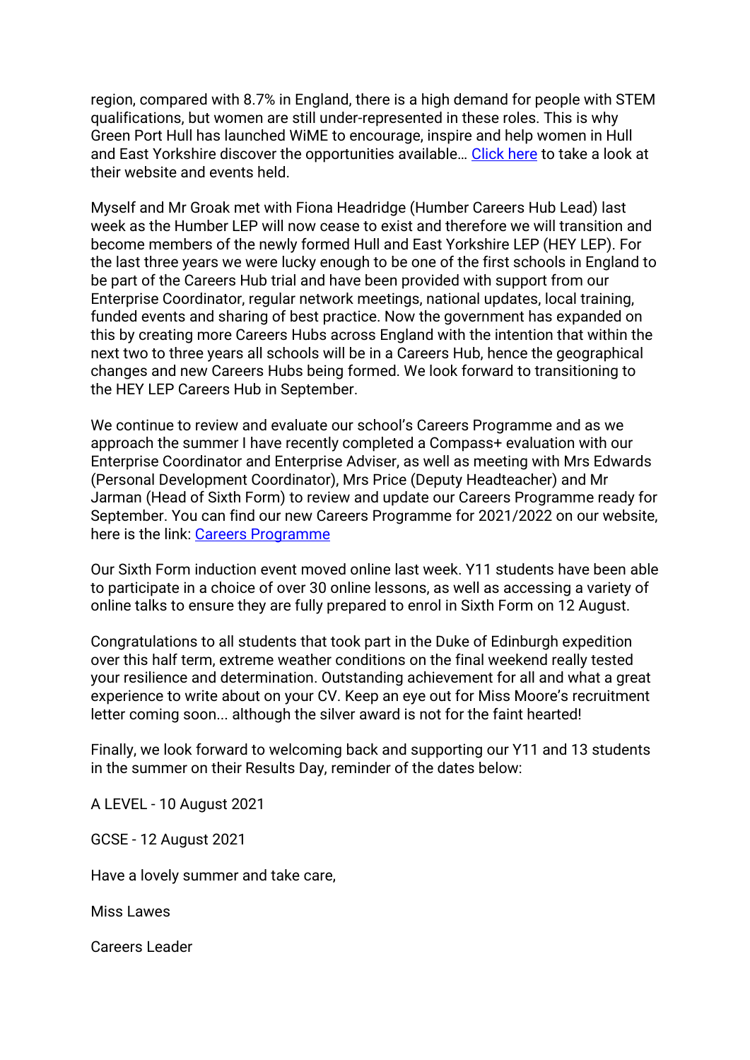region, compared with 8.7% in England, there is a high demand for people with STEM qualifications, but women are still under-represented in these roles. This is why Green Port Hull has launched WiME to encourage, inspire and help women in Hull and East Yorkshire discover the opportunities available… [Click here] to take a look at their website and events held.

Myself and Mr Groak met with Fiona Headridge (Humber Careers Hub Lead) last week as the Humber LEP will now cease to exist and therefore we will transition and become members of the newly formed Hull and East Yorkshire LEP (HEY LEP). For the last three years we were lucky enough to be one of the first schools in England to be part of the Careers Hub trial and have been provided with support from our Enterprise Coordinator, regular network meetings, national updates, local training, funded events and sharing of best practice. Now the government has expanded on this by creating more Careers Hubs across England with the intention that within the next two to three years all schools will be in a Careers Hub, hence the geographical changes and new Careers Hubs being formed. We look forward to transitioning to the HEY LEP Careers Hub in September.

We continue to review and evaluate our school's Careers Programme and as we approach the summer I have recently completed a Compass+ evaluation with our Enterprise Coordinator and Enterprise Adviser, as well as meeting with Mrs Edwards (Personal Development Coordinator), Mrs Price (Deputy Headteacher) and Mr Jarman (Head of Sixth Form) to review and update our Careers Programme ready for September. You can find our new Careers Programme for 2021/2022 on our website, here is the link: [Careers Programme]

Our Sixth Form induction event moved online last week. Y11 students have been able to participate in a choice of over 30 online lessons, as well as accessing a variety of online talks to ensure they are fully prepared to enrol in Sixth Form on 12 August.

Congratulations to all students that took part in the Duke of Edinburgh expedition over this half term, extreme weather conditions on the final weekend really tested your resilience and determination. Outstanding achievement for all and what a great experience to write about on your CV. Keep an eye out for Miss Moore's recruitment letter coming soon... although the silver award is not for the faint hearted!

Finally, we look forward to welcoming back and supporting our Y11 and 13 students in the summer on their Results Day, reminder of the dates below:

A LEVEL - 10 August 2021

GCSE - 12 August 2021

Have a lovely summer and take care,

Miss Lawes

Careers Leader